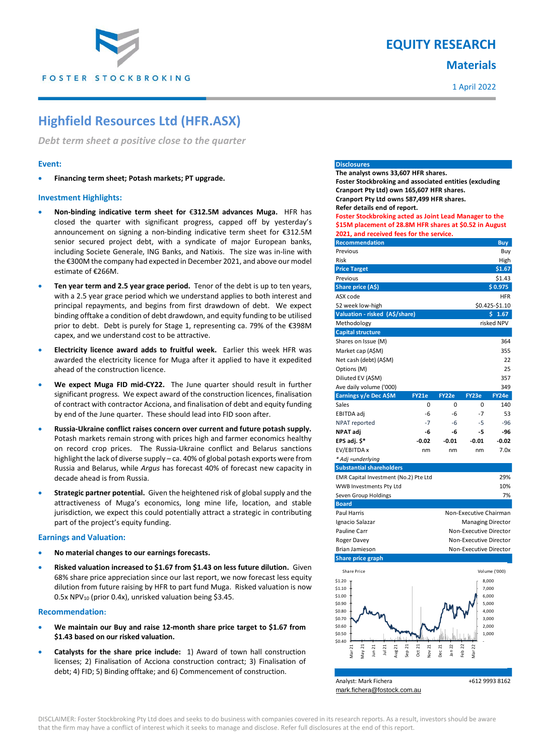# EQUITY RESEARCH

## Materials

1 April 2022

# Highfield Resources Ltd (HFR.ASX)

*Debt term sheet a positive close to the quarter*

### Event:

- **Financing term sheet; Potash markets; PT upgrade.**

### Investment Highlights:

- **Non-binding indicative term sheet for €312.5M advances Muga.** HFR has closed the quarter with significant progress, capped off by yesterday's announcement on signing a non-binding indicative term sheet for €312.5M senior secured project debt, with a syndicate of major European banks, including Societe Generale, ING Banks, and Natixis. The size was in-line with the €300M the company had expected in December 2021, and above our model estimate of €266M.
- **Ten year term and 2.5 year grace period.** Tenor of the debt is up to ten years, with a 2.5 year grace period which we understand applies to both interest and principal repayments, and begins from first drawdown of debt. We expect binding offtake a condition of debt drawdown, and equity funding to be utilised prior to debt. Debt is purely for Stage 1, representing ca. 79% of the €398M capex, and we understand cost to be attractive.
- **Electricity licence award adds to fruitful week.** Earlier this week HFR was awarded the electricity licence for Muga after it applied to have it expedited ahead of the construction licence.
- **We expect Muga FID mid-CY22.** The June quarter should result in further significant progress. We expect award of the construction licences, finalisation of contract with contractor Acciona, and finalisation of debt and equity funding by end of the June quarter. These should lead into FID soon after.
- **Russia-Ukraine conflict raises concern over current and future potash supply.** Potash markets remain strong with prices high and farmer economics healthy on record crop prices. The Russia-Ukraine conflict and Belarus sanctions highlight the lack of diverse supply – ca. 40% of global potash exports were from Russia and Belarus, while *Argus* has forecast 40% of forecast new capacity in decade ahead is from Russia.
- **Strategic partner potential.** Given the heightened risk of global supply and the attractiveness of Muga's economics, long mine life, location, and stable jurisdiction, we expect this could potentially attract a strategic in contributing part of the project's equity funding.

### Earnings and Valuation:

- **No material changes to our earnings forecasts.**
- **Risked valuation increased to $1.67 from $1.43 on less future dilution.** Given 68% share price appreciation since our last report, we now forecast less equity dilution from future raising by HFR to part fund Muga. Risked valuation is now 0.5x $NPV_{10}$ (prior 0.4x), unrisked valuation being $3.45.

### Recommendation:

- **We maintain our Buy and raise 12-month share price target to $1.67 from $1.43 based on our risked valuation.**
- **Catalysts for the share price include:** 1) Award of town hall construction licenses; 2) Finalisation of Acciona construction contract; 3) Finalisation of debt; 4) FID; 5) Binding offtake; and 6) Commencement of construction.

---

**Disclosures**

**The analyst owns 33,607 HFR shares.**
**Foster Stockbroking and associated entities (excluding Cranport Pty Ltd) own 165,607 HFR shares.**
**Cranport Pty Ltd owns 587,499 HFR shares.**
**Refer details end of report.**
**Foster Stockbroking acted as Joint Lead Manager to the $15M placement of 28.8M HFR shares at $0.52 in August 2021, and received fees for the service.**

| **Recommendation** | **Buy** |
|---|---|
| Previous | Buy |
| Risk | High |
| **Price Target** | **$1.67** |
| Previous | $1.43 |
| **Share price (A$)** | **$ 0.975** |
| ASX code | HFR |
| 52 week low-high | $0.425-$1.10 |
| **Valuation - risked (A$/share)** | **$ 1.67** |
| Methodology | risked NPV |

| **Capital structure** | |
|---|---|
| Shares on Issue (M) | 364 |
| Market cap (A$M) | 355 |
| Net cash (debt) (A$M) | 22 |
| Options (M) | 25 |
| Diluted EV (A$M) | 357 |
| Ave daily volume ('000) | 349 |

| **Earnings y/e Dec A$M** | **FY21e** | **FY22e** | **FY23e** | **FY24e** |
|---|---|---|---|---|
| Sales | 0 | 0 | 0 | 140 |
| EBITDA adj | -6 | -6 | -7 | 53 |
| NPAT reported | -7 | -6 | -5 | -96 |
| **NPAT adj** | **-6** | **-6** | **-5** | **-96** |
| **EPS adj. $*** | **-0.02** | **-0.01** | **-0.01** | **-0.02** |
| EV/EBITDA x | nm | nm | nm | 7.0x |

*\* Adj =underlying*

| **Substantial shareholders** | |
|---|---|
| EMR Capital Investment (No.2) Pte Ltd | 29% |
| WWB Investments Pty Ltd | 10% |
| Seven Group Holdings | 7% |

| **Board** | |
|---|---|
| Paul Harris | Non-Executive Chairman |
| Ignacio Salazar | Managing Director |
| Pauline Carr | Non-Executive Director |
| Roger Davey | Non-Executive Director |
| Brian Jamieson | Non-Executive Director |

**Share price graph**

Analyst: Mark Fichera +612 9993 8162
mark.fichera@fostock.com.au

DISCLAIMER: Foster Stockbroking Pty Ltd does and seeks to do business with companies covered in its research reports. As a result, investors should be aware that the firm may have a conflict of interest which it seeks to manage and disclose. Refer full disclosures at the end of this report.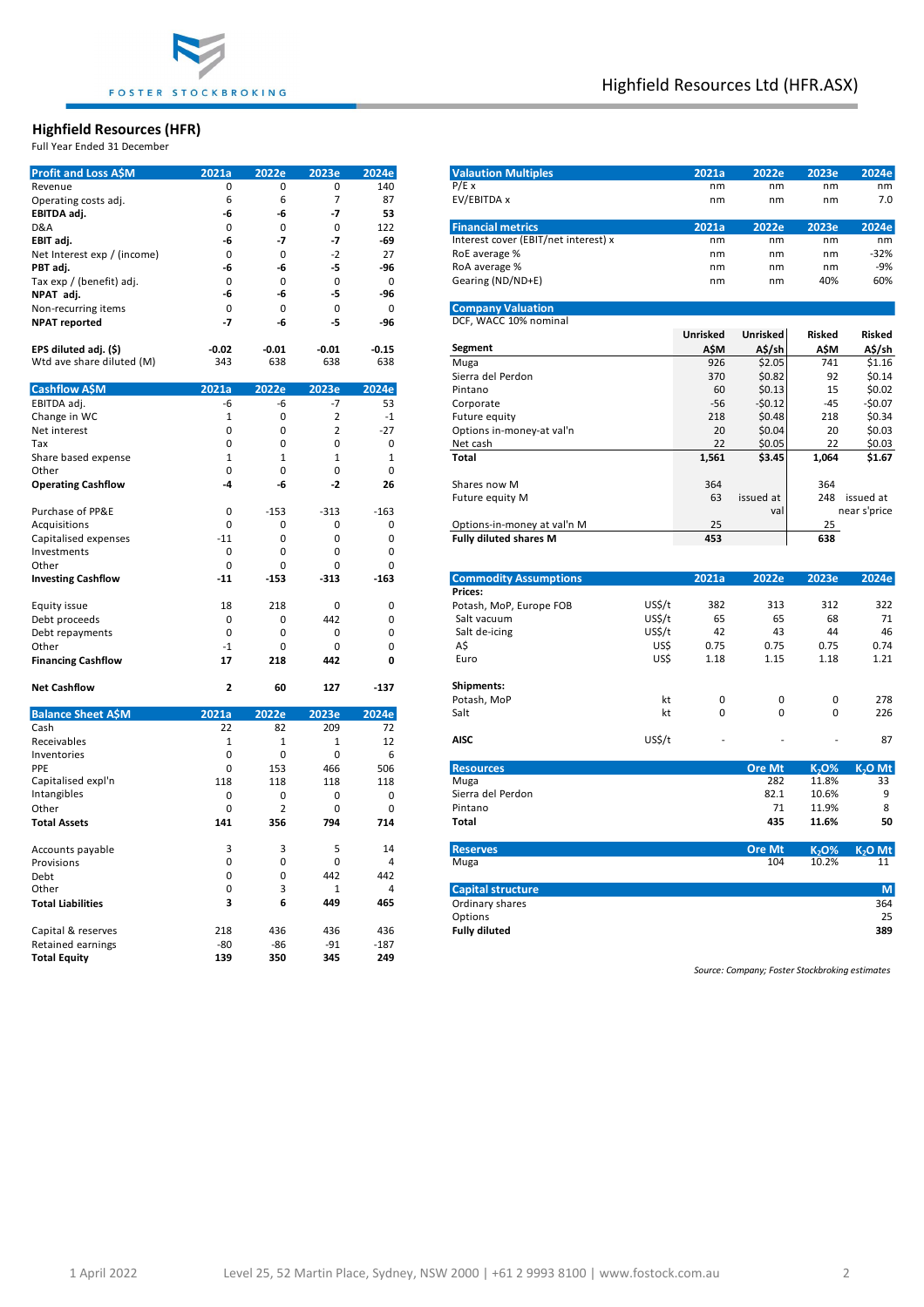## Highfield Resources (HFR)

Full Year Ended 31 December

| Profit and Loss A$M | 2021a | 2022e | 2023e | 2024e |
|---|---|---|---|---|
| Revenue | 0 | 0 | 0 | 140 |
| Operating costs adj. | 6 | 6 | 7 | 87 |
| **EBITDA adj.** | **-6** | **-6** | **-7** | **53** |
| D&A | 0 | 0 | 0 | 122 |
| **EBIT adj.** | **-6** | **-7** | **-7** | **-69** |
| Net Interest exp / (income) | 0 | 0 | -2 | 27 |
| **PBT adj.** | **-6** | **-6** | **-5** | **-96** |
| Tax exp / (benefit) adj. | 0 | 0 | 0 | 0 |
| **NPAT adj.** | **-6** | **-6** | **-5** | **-96** |
| Non-recurring items | 0 | 0 | 0 | 0 |
| **NPAT reported** | **-7** | **-6** | **-5** | **-96** |
| | | | | |
| **EPS diluted adj. ($)** | **-0.02** | **-0.01** | **-0.01** | **-0.15** |
| Wtd ave share diluted (M) | 343 | 638 | 638 | 638 |

| Cashflow A$M | 2021a | 2022e | 2023e | 2024e |
|---|---|---|---|---|
| EBITDA adj. | -6 | -6 | -7 | 53 |
| Change in WC | 1 | 0 | 2 | -1 |
| Net interest | 0 | 0 | 2 | -27 |
| Tax | 0 | 0 | 0 | 0 |
| Share based expense | 1 | 1 | 1 | 1 |
| Other | 0 | 0 | 0 | 0 |
| **Operating Cashflow** | **-4** | **-6** | **-2** | **26** |
| | | | | |
| Purchase of PP&E | 0 | -153 | -313 | -163 |
| Acquisitions | 0 | 0 | 0 | 0 |
| Capitalised expenses | -11 | 0 | 0 | 0 |
| Investments | 0 | 0 | 0 | 0 |
| Other | 0 | 0 | 0 | 0 |
| **Investing Cashflow** | **-11** | **-153** | **-313** | **-163** |
| | | | | |
| Equity issue | 18 | 218 | 0 | 0 |
| Debt proceeds | 0 | 0 | 442 | 0 |
| Debt repayments | 0 | 0 | 0 | 0 |
| Other | -1 | 0 | 0 | 0 |
| **Financing Cashflow** | **17** | **218** | **442** | **0** |
| | | | | |
| **Net Cashflow** | **2** | **60** | **127** | **-137** |

| Balance Sheet A$M | 2021a | 2022e | 2023e | 2024e |
|---|---|---|---|---|
| Cash | 22 | 82 | 209 | 72 |
| Receivables | 1 | 1 | 1 | 12 |
| Inventories | 0 | 0 | 0 | 6 |
| PPE | 0 | 153 | 466 | 506 |
| Capitalised expl'n | 118 | 118 | 118 | 118 |
| Intangibles | 0 | 0 | 0 | 0 |
| Other | 0 | 2 | 0 | 0 |
| **Total Assets** | **141** | **356** | **794** | **714** |
| | | | | |
| Accounts payable | 3 | 3 | 5 | 14 |
| Provisions | 0 | 0 | 0 | 4 |
| Debt | 0 | 0 | 442 | 442 |
| Other | 0 | 3 | 1 | 4 |
| **Total Liabilities** | **3** | **6** | **449** | **465** |
| | | | | |
| Capital & reserves | 218 | 436 | 436 | 436 |
| Retained earnings | -80 | -86 | -91 | -187 |
| **Total Equity** | **139** | **350** | **345** | **249** |

| Valuation Multiples | 2021a | 2022e | 2023e | 2024e |
|---|---|---|---|---|
| P/E x | nm | nm | nm | nm |
| EV/EBITDA x | nm | nm | nm | 7.0 |

| Financial metrics | 2021a | 2022e | 2023e | 2024e |
|---|---|---|---|---|
| Interest cover (EBIT/net interest) x | nm | nm | nm | nm |
| RoE average % | nm | nm | nm | -32% |
| RoA average % | nm | nm | nm | -9% |
| Gearing (ND/ND+E) | nm | nm | 40% | 60% |

**Company Valuation**

DCF, WACC 10% nominal

| Segment | Unrisked A$M | Unrisked A$/sh | Risked A$M | Risked A$/sh |
|---|---|---|---|---|
| Muga | 926 | $2.05 | 741 | $1.16 |
| Sierra del Perdon | 370 | $0.82 | 92 | $0.14 |
| Pintano | 60 | $0.13 | 15 | $0.02 |
| Corporate | -56 | -$0.12 | -45 | -$0.07 |
| Future equity | 218 | $0.48 | 218 | $0.34 |
| Options in-money-at val'n | 20 | $0.04 | 20 | $0.03 |
| Net cash | 22 | $0.05 | 22 | $0.03 |
| **Total** | **1,561** | **$3.45** | **1,064** | **$1.67** |
| | | | | |
| Shares now M | 364 | | 364 | |
| Future equity M | 63 | issued at val | 248 | issued at near s'price |
| Options-in-money at val'n M | 25 | | 25 | |
| **Fully diluted shares M** | **453** | | **638** | |

| Commodity Assumptions | | 2021a | 2022e | 2023e | 2024e |
|---|---|---|---|---|---|
| **Prices:** | | | | | |
| Potash, MoP, Europe FOB | US$/t | 382 | 313 | 312 | 322 |
| Salt vacuum | US$/t | 65 | 65 | 68 | 71 |
| Salt de-icing | US$/t | 42 | 43 | 44 | 46 |
| A$ | US$ | 0.75 | 0.75 | 0.75 | 0.74 |
| Euro | US$ | 1.18 | 1.15 | 1.18 | 1.21 |
| | | | | | |
| **Shipments:** | | | | | |
| Potash, MoP | kt | 0 | 0 | 0 | 278 |
| Salt | kt | 0 | 0 | 0 | 226 |
| | | | | | |
| **AISC** | US$/t | - | - | - | 87 |

| Resources | Ore Mt | $K_2O$% | $K_2O$ Mt |
|---|---|---|---|
| Muga | 282 | 11.8% | 33 |
| Sierra del Perdon | 82.1 | 10.6% | 9 |
| Pintano | 71 | 11.9% | 8 |
| **Total** | **435** | **11.6%** | **50** |

| Reserves | Ore Mt | $K_2O$% | $K_2O$ Mt |
|---|---|---|---|
| Muga | 104 | 10.2% | 11 |

| Capital structure | M |
|---|---|
| Ordinary shares | 364 |
| Options | 25 |
| **Fully diluted** | **389** |

*Source: Company; Foster Stockbroking estimates*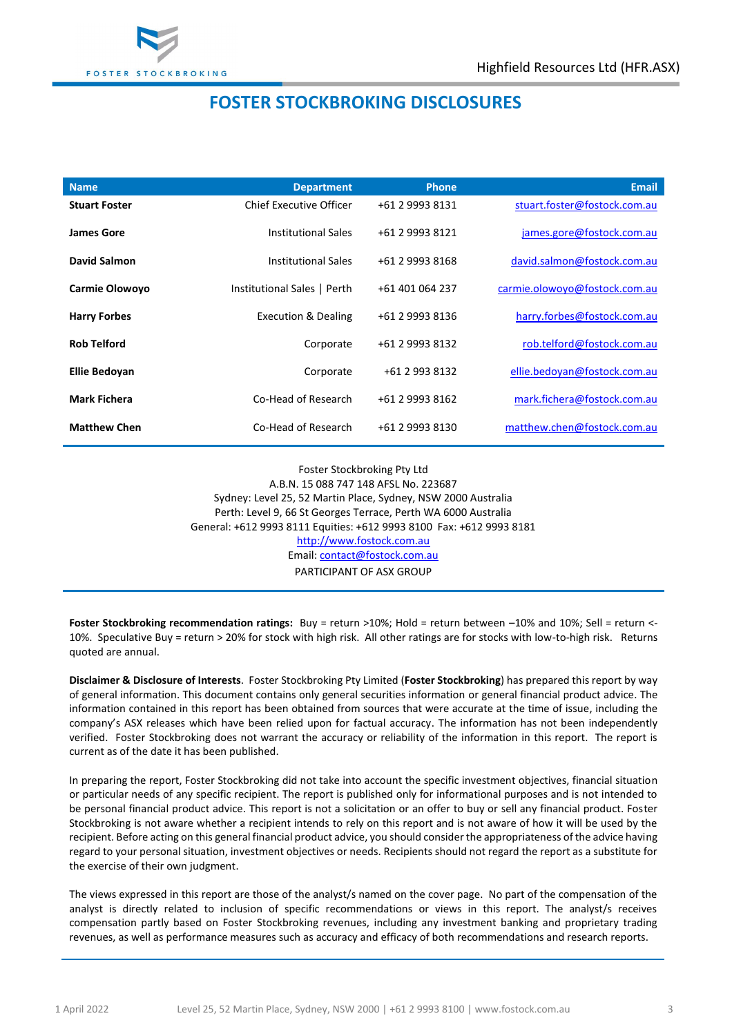# FOSTER STOCKBROKING DISCLOSURES

| Name | Department | Phone | Email |
|---|---|---|---|
| **Stuart Foster** | Chief Executive Officer | +61 2 9993 8131 | stuart.foster@fostock.com.au |
| **James Gore** | Institutional Sales | +61 2 9993 8121 | james.gore@fostock.com.au |
| **David Salmon** | Institutional Sales | +61 2 9993 8168 | david.salmon@fostock.com.au |
| **Carmie Olowoyo** | Institutional Sales \| Perth | +61 401 064 237 | carmie.olowoyo@fostock.com.au |
| **Harry Forbes** | Execution & Dealing | +61 2 9993 8136 | harry.forbes@fostock.com.au |
| **Rob Telford** | Corporate | +61 2 9993 8132 | rob.telford@fostock.com.au |
| **Ellie Bedoyan** | Corporate | +61 2 993 8132 | ellie.bedoyan@fostock.com.au |
| **Mark Fichera** | Co-Head of Research | +61 2 9993 8162 | mark.fichera@fostock.com.au |
| **Matthew Chen** | Co-Head of Research | +61 2 9993 8130 | matthew.chen@fostock.com.au |

Foster Stockbroking Pty Ltd
A.B.N. 15 088 747 148 AFSL No. 223687
Sydney: Level 25, 52 Martin Place, Sydney, NSW 2000 Australia
Perth: Level 9, 66 St Georges Terrace, Perth WA 6000 Australia
General: +612 9993 8111 Equities: +612 9993 8100 Fax: +612 9993 8181
http://www.fostock.com.au
Email: contact@fostock.com.au
PARTICIPANT OF ASX GROUP

**Foster Stockbroking recommendation ratings:** Buy = return >10%; Hold = return between –10% and 10%; Sell = return <-10%. Speculative Buy = return > 20% for stock with high risk. All other ratings are for stocks with low-to-high risk. Returns quoted are annual.

**Disclaimer & Disclosure of Interests**. Foster Stockbroking Pty Limited (**Foster Stockbroking**) has prepared this report by way of general information. This document contains only general securities information or general financial product advice. The information contained in this report has been obtained from sources that were accurate at the time of issue, including the company's ASX releases which have been relied upon for factual accuracy. The information has not been independently verified. Foster Stockbroking does not warrant the accuracy or reliability of the information in this report. The report is current as of the date it has been published.

In preparing the report, Foster Stockbroking did not take into account the specific investment objectives, financial situation or particular needs of any specific recipient. The report is published only for informational purposes and is not intended to be personal financial product advice. This report is not a solicitation or an offer to buy or sell any financial product. Foster Stockbroking is not aware whether a recipient intends to rely on this report and is not aware of how it will be used by the recipient. Before acting on this general financial product advice, you should consider the appropriateness of the advice having regard to your personal situation, investment objectives or needs. Recipients should not regard the report as a substitute for the exercise of their own judgment.

The views expressed in this report are those of the analyst/s named on the cover page. No part of the compensation of the analyst is directly related to inclusion of specific recommendations or views in this report. The analyst/s receives compensation partly based on Foster Stockbroking revenues, including any investment banking and proprietary trading revenues, as well as performance measures such as accuracy and efficacy of both recommendations and research reports.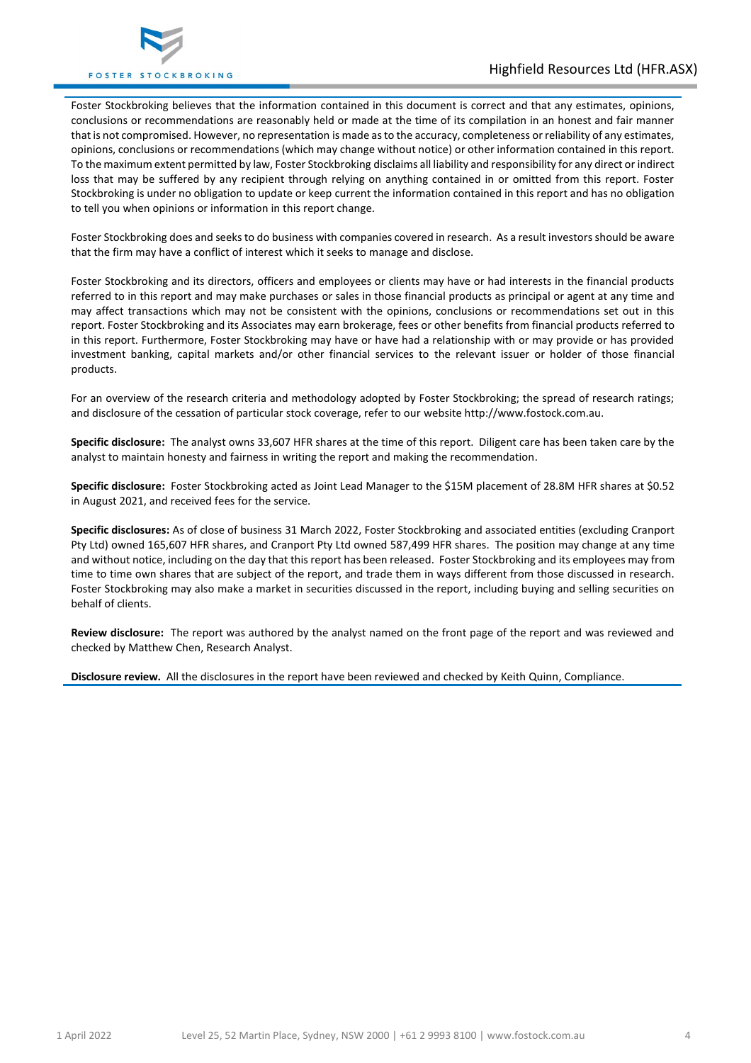Foster Stockbroking believes that the information contained in this document is correct and that any estimates, opinions, conclusions or recommendations are reasonably held or made at the time of its compilation in an honest and fair manner that is not compromised. However, no representation is made as to the accuracy, completeness or reliability of any estimates, opinions, conclusions or recommendations (which may change without notice) or other information contained in this report. To the maximum extent permitted by law, Foster Stockbroking disclaims all liability and responsibility for any direct or indirect loss that may be suffered by any recipient through relying on anything contained in or omitted from this report. Foster Stockbroking is under no obligation to update or keep current the information contained in this report and has no obligation to tell you when opinions or information in this report change.

Foster Stockbroking does and seeks to do business with companies covered in research. As a result investors should be aware that the firm may have a conflict of interest which it seeks to manage and disclose.

Foster Stockbroking and its directors, officers and employees or clients may have or had interests in the financial products referred to in this report and may make purchases or sales in those financial products as principal or agent at any time and may affect transactions which may not be consistent with the opinions, conclusions or recommendations set out in this report. Foster Stockbroking and its Associates may earn brokerage, fees or other benefits from financial products referred to in this report. Furthermore, Foster Stockbroking may have or have had a relationship with or may provide or has provided investment banking, capital markets and/or other financial services to the relevant issuer or holder of those financial products.

For an overview of the research criteria and methodology adopted by Foster Stockbroking; the spread of research ratings; and disclosure of the cessation of particular stock coverage, refer to our website http://www.fostock.com.au.

**Specific disclosure:** The analyst owns 33,607 HFR shares at the time of this report. Diligent care has been taken care by the analyst to maintain honesty and fairness in writing the report and making the recommendation.

**Specific disclosure:** Foster Stockbroking acted as Joint Lead Manager to the $15M placement of 28.8M HFR shares at $0.52 in August 2021, and received fees for the service.

**Specific disclosures:** As of close of business 31 March 2022, Foster Stockbroking and associated entities (excluding Cranport Pty Ltd) owned 165,607 HFR shares, and Cranport Pty Ltd owned 587,499 HFR shares. The position may change at any time and without notice, including on the day that this report has been released. Foster Stockbroking and its employees may from time to time own shares that are subject of the report, and trade them in ways different from those discussed in research. Foster Stockbroking may also make a market in securities discussed in the report, including buying and selling securities on behalf of clients.

**Review disclosure:** The report was authored by the analyst named on the front page of the report and was reviewed and checked by Matthew Chen, Research Analyst.

**Disclosure review.** All the disclosures in the report have been reviewed and checked by Keith Quinn, Compliance.